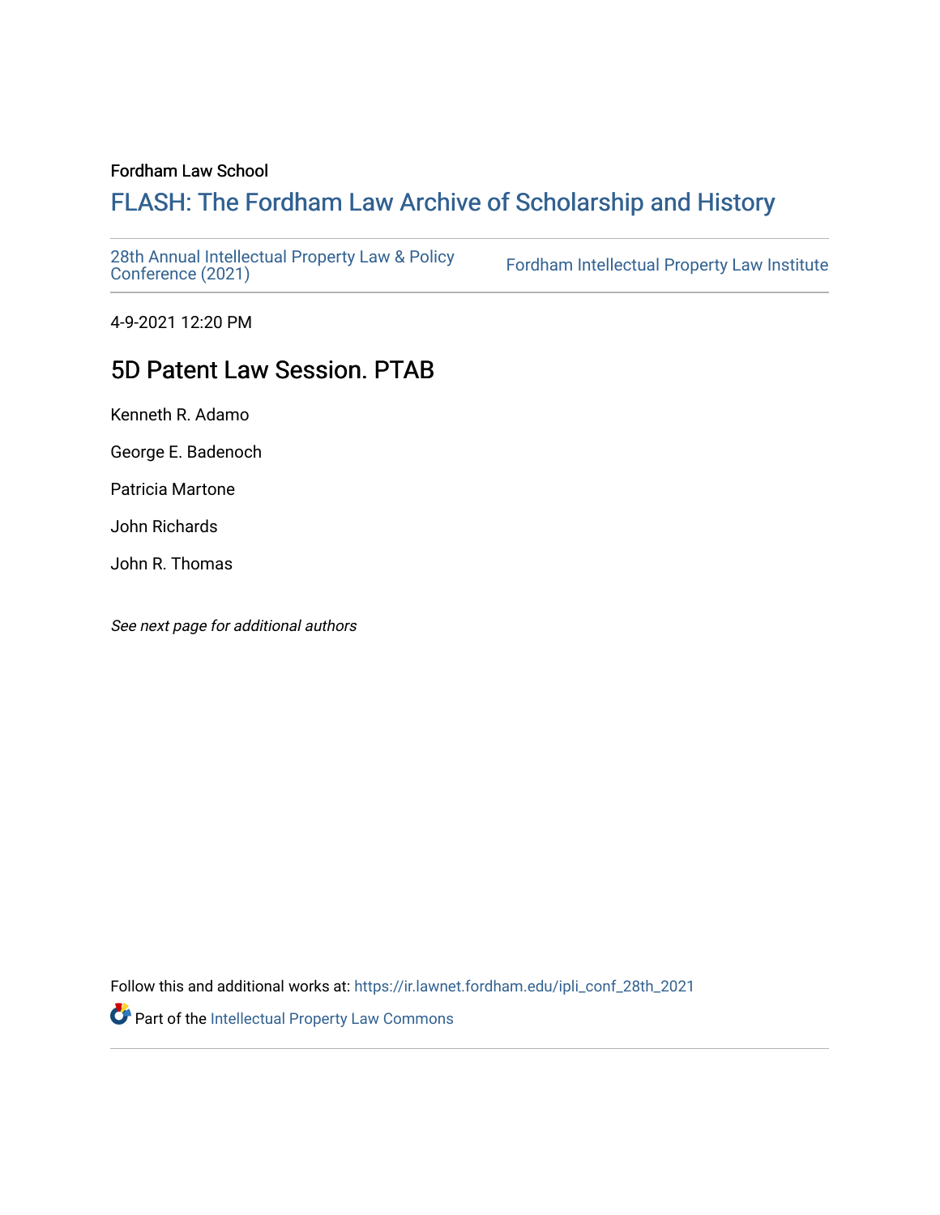Fordham Law School

# FLASH: The Fordham Law Archive of Scholarship and History

28th Annual Intellectual Property Law & Policy Conference (2021)

Fordham Intellectual Property Law Institute

4-9-2021 12:20 PM

## 5D Patent Law Session. PTAB

Kenneth R. Adamo

George E. Badenoch

Patricia Martone

John Richards

John R. Thomas

*See next page for additional authors*

Follow this and additional works at: https://ir.lawnet.fordham.edu/ipli_conf_28th_2021

Part of the Intellectual Property Law Commons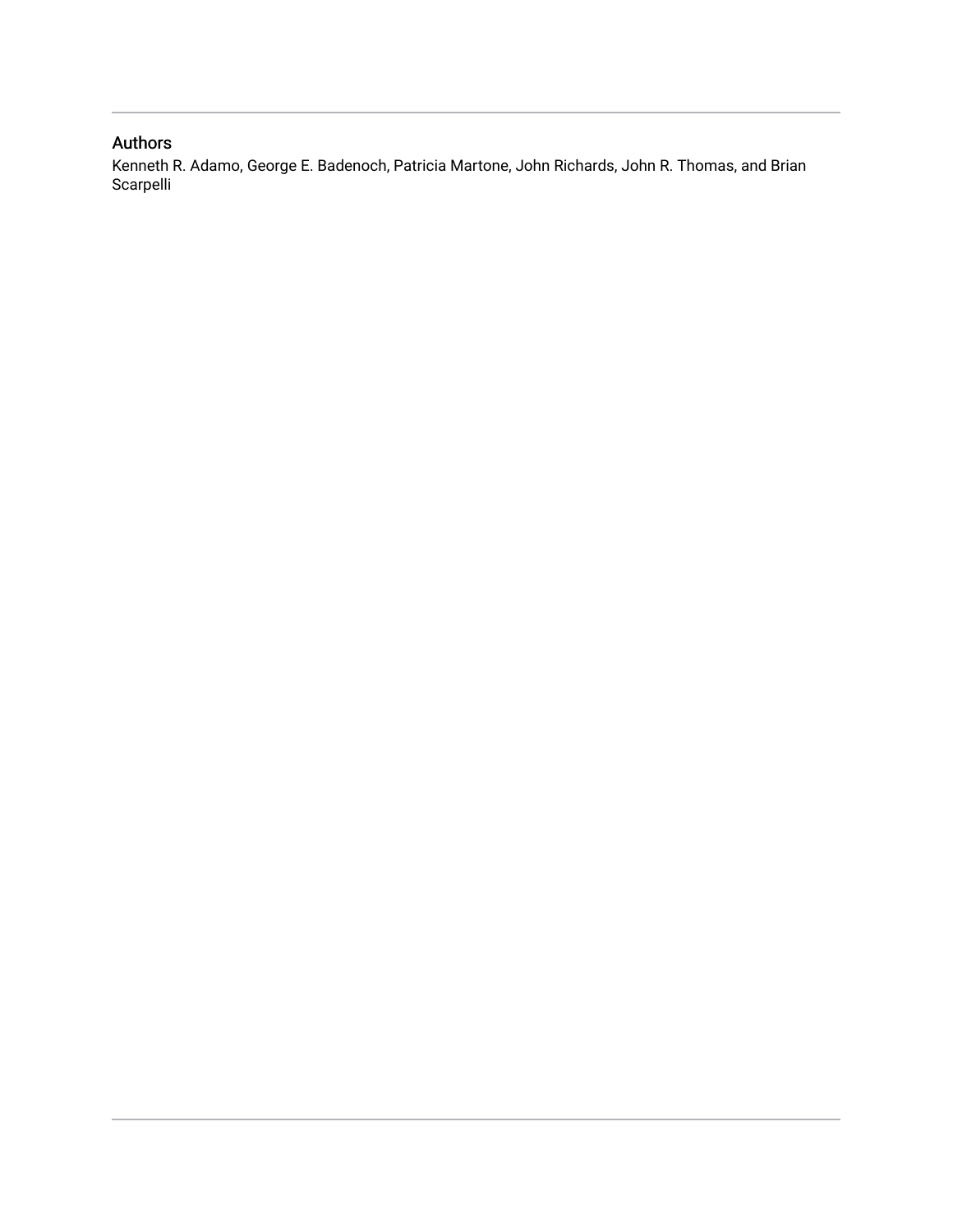## Authors

Kenneth R. Adamo, George E. Badenoch, Patricia Martone, John Richards, John R. Thomas, and Brian Scarpelli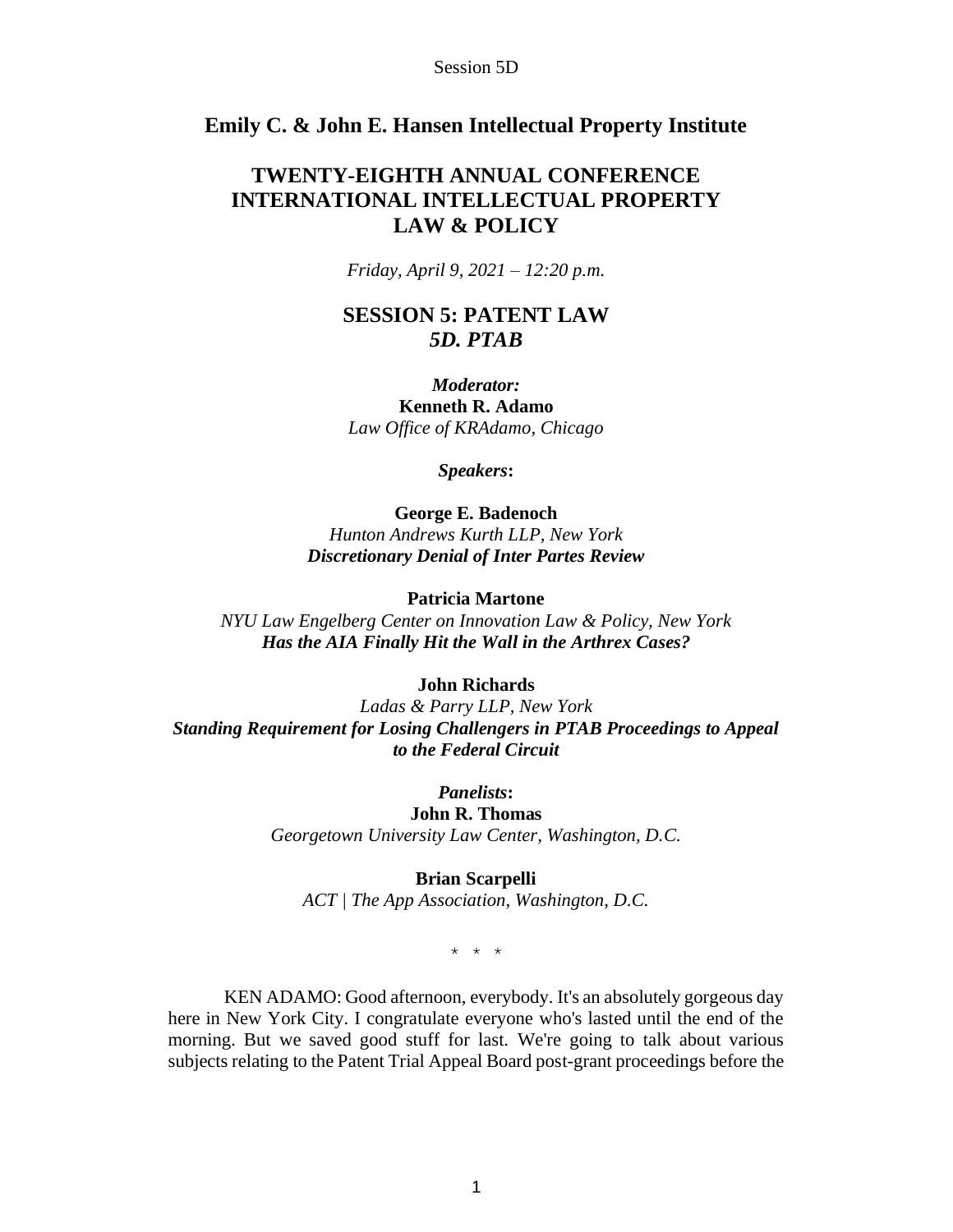# Emily C. & John E. Hansen Intellectual Property Institute

## TWENTY-EIGHTH ANNUAL CONFERENCE INTERNATIONAL INTELLECTUAL PROPERTY LAW & POLICY

*Friday, April 9, 2021 – 12:20 p.m.*

## SESSION 5: PATENT LAW
### *5D. PTAB*

***Moderator:***
**Kenneth R. Adamo**
*Law Office of KRAdamo, Chicago*

***Speakers*:**

**George E. Badenoch**
*Hunton Andrews Kurth LLP, New York*
***Discretionary Denial of Inter Partes Review***

**Patricia Martone**
*NYU Law Engelberg Center on Innovation Law & Policy, New York*
***Has the AIA Finally Hit the Wall in the Arthrex Cases?***

**John Richards**
*Ladas & Parry LLP, New York*
***Standing Requirement for Losing Challengers in PTAB Proceedings to Appeal to the Federal Circuit***

***Panelists*:**
**John R. Thomas**
*Georgetown University Law Center, Washington, D.C.*

**Brian Scarpelli**
*ACT | The App Association, Washington, D.C.*

\* \* \*

KEN ADAMO: Good afternoon, everybody. It's an absolutely gorgeous day here in New York City. I congratulate everyone who's lasted until the end of the morning. But we saved good stuff for last. We're going to talk about various subjects relating to the Patent Trial Appeal Board post-grant proceedings before the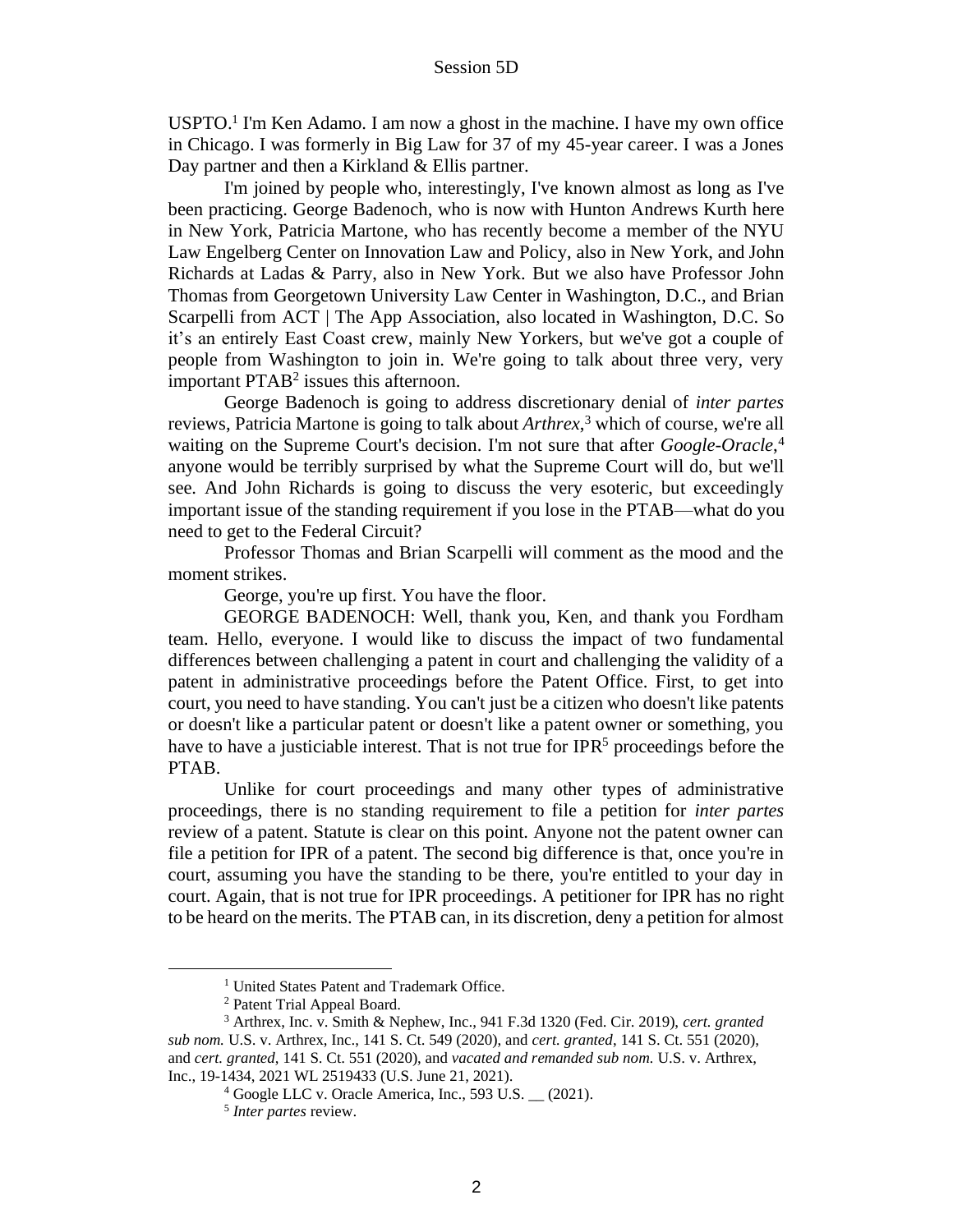USPTO.[1] I'm Ken Adamo. I am now a ghost in the machine. I have my own office in Chicago. I was formerly in Big Law for 37 of my 45-year career. I was a Jones Day partner and then a Kirkland & Ellis partner.

I'm joined by people who, interestingly, I've known almost as long as I've been practicing. George Badenoch, who is now with Hunton Andrews Kurth here in New York, Patricia Martone, who has recently become a member of the NYU Law Engelberg Center on Innovation Law and Policy, also in New York, and John Richards at Ladas & Parry, also in New York. But we also have Professor John Thomas from Georgetown University Law Center in Washington, D.C., and Brian Scarpelli from ACT | The App Association, also located in Washington, D.C. So it's an entirely East Coast crew, mainly New Yorkers, but we've got a couple of people from Washington to join in. We're going to talk about three very, very important PTAB[2] issues this afternoon.

George Badenoch is going to address discretionary denial of *inter partes* reviews, Patricia Martone is going to talk about *Arthrex*,[3] which of course, we're all waiting on the Supreme Court's decision. I'm not sure that after *Google-Oracle*,[4] anyone would be terribly surprised by what the Supreme Court will do, but we'll see. And John Richards is going to discuss the very esoteric, but exceedingly important issue of the standing requirement if you lose in the PTAB—what do you need to get to the Federal Circuit?

Professor Thomas and Brian Scarpelli will comment as the mood and the moment strikes.

George, you're up first. You have the floor.

GEORGE BADENOCH: Well, thank you, Ken, and thank you Fordham team. Hello, everyone. I would like to discuss the impact of two fundamental differences between challenging a patent in court and challenging the validity of a patent in administrative proceedings before the Patent Office. First, to get into court, you need to have standing. You can't just be a citizen who doesn't like patents or doesn't like a particular patent or doesn't like a patent owner or something, you have to have a justiciable interest. That is not true for IPR[5] proceedings before the PTAB.

Unlike for court proceedings and many other types of administrative proceedings, there is no standing requirement to file a petition for *inter partes* review of a patent. Statute is clear on this point. Anyone not the patent owner can file a petition for IPR of a patent. The second big difference is that, once you're in court, assuming you have the standing to be there, you're entitled to your day in court. Again, that is not true for IPR proceedings. A petitioner for IPR has no right to be heard on the merits. The PTAB can, in its discretion, deny a petition for almost

---

[1] United States Patent and Trademark Office.

[2] Patent Trial Appeal Board.

[3] Arthrex, Inc. v. Smith & Nephew, Inc., 941 F.3d 1320 (Fed. Cir. 2019), *cert. granted sub nom.* U.S. v. Arthrex, Inc., 141 S. Ct. 549 (2020), and *cert. granted*, 141 S. Ct. 551 (2020), and *cert. granted*, 141 S. Ct. 551 (2020), and *vacated and remanded sub nom.* U.S. v. Arthrex, Inc., 19-1434, 2021 WL 2519433 (U.S. June 21, 2021).

[4] Google LLC v. Oracle America, Inc., 593 U.S. __ (2021).

[5] *Inter partes* review.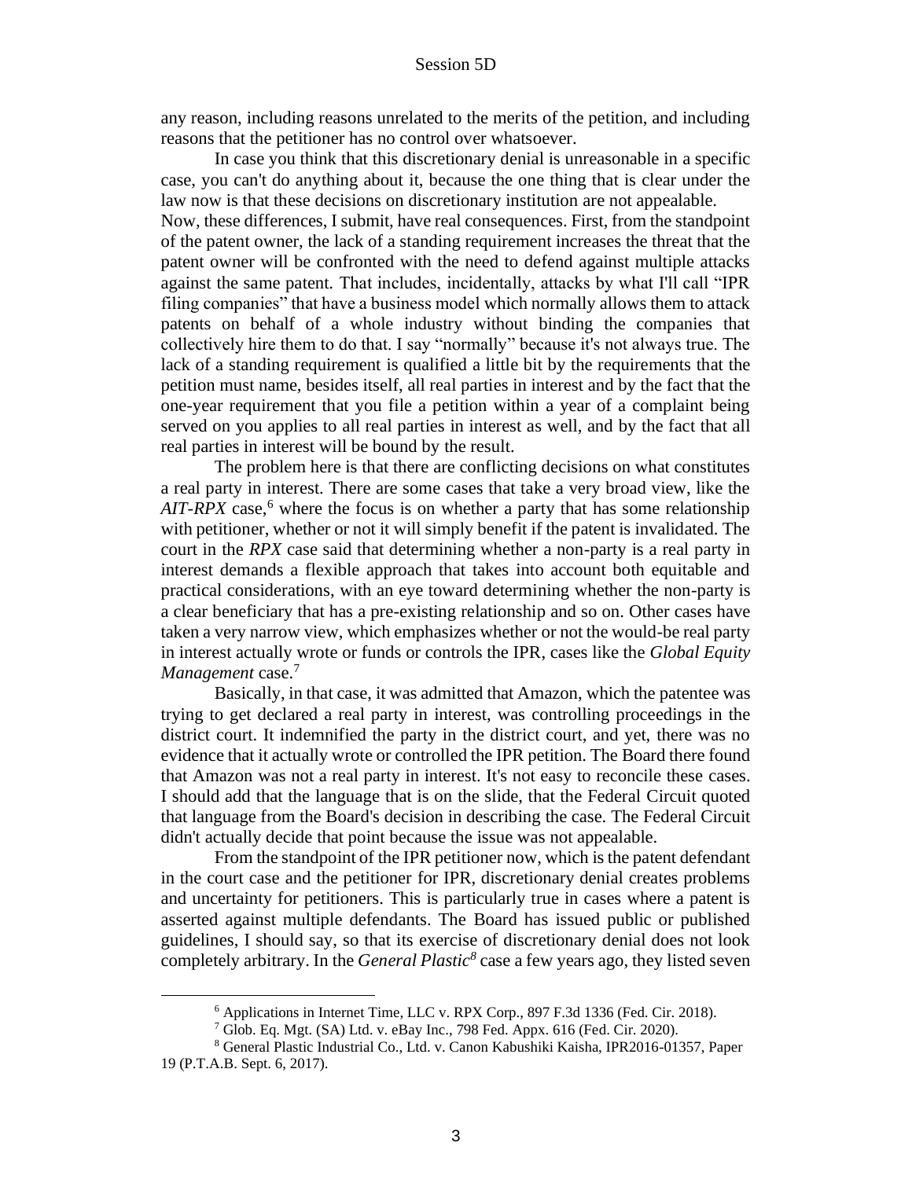any reason, including reasons unrelated to the merits of the petition, and including reasons that the petitioner has no control over whatsoever.

In case you think that this discretionary denial is unreasonable in a specific case, you can't do anything about it, because the one thing that is clear under the law now is that these decisions on discretionary institution are not appealable.

Now, these differences, I submit, have real consequences. First, from the standpoint of the patent owner, the lack of a standing requirement increases the threat that the patent owner will be confronted with the need to defend against multiple attacks against the same patent. That includes, incidentally, attacks by what I'll call "IPR filing companies" that have a business model which normally allows them to attack patents on behalf of a whole industry without binding the companies that collectively hire them to do that. I say "normally" because it's not always true. The lack of a standing requirement is qualified a little bit by the requirements that the petition must name, besides itself, all real parties in interest and by the fact that the one-year requirement that you file a petition within a year of a complaint being served on you applies to all real parties in interest as well, and by the fact that all real parties in interest will be bound by the result.

The problem here is that there are conflicting decisions on what constitutes a real party in interest. There are some cases that take a very broad view, like the *AIT-RPX* case,[6] where the focus is on whether a party that has some relationship with petitioner, whether or not it will simply benefit if the patent is invalidated. The court in the *RPX* case said that determining whether a non-party is a real party in interest demands a flexible approach that takes into account both equitable and practical considerations, with an eye toward determining whether the non-party is a clear beneficiary that has a pre-existing relationship and so on. Other cases have taken a very narrow view, which emphasizes whether or not the would-be real party in interest actually wrote or funds or controls the IPR, cases like the *Global Equity Management* case.[7]

Basically, in that case, it was admitted that Amazon, which the patentee was trying to get declared a real party in interest, was controlling proceedings in the district court. It indemnified the party in the district court, and yet, there was no evidence that it actually wrote or controlled the IPR petition. The Board there found that Amazon was not a real party in interest. It's not easy to reconcile these cases. I should add that the language that is on the slide, that the Federal Circuit quoted that language from the Board's decision in describing the case. The Federal Circuit didn't actually decide that point because the issue was not appealable.

From the standpoint of the IPR petitioner now, which is the patent defendant in the court case and the petitioner for IPR, discretionary denial creates problems and uncertainty for petitioners. This is particularly true in cases where a patent is asserted against multiple defendants. The Board has issued public or published guidelines, I should say, so that its exercise of discretionary denial does not look completely arbitrary. In the *General Plastic*[8] case a few years ago, they listed seven

---

[6] Applications in Internet Time, LLC v. RPX Corp., 897 F.3d 1336 (Fed. Cir. 2018).

[7] Glob. Eq. Mgt. (SA) Ltd. v. eBay Inc., 798 Fed. Appx. 616 (Fed. Cir. 2020).

[8] General Plastic Industrial Co., Ltd. v. Canon Kabushiki Kaisha, IPR2016-01357, Paper 19 (P.T.A.B. Sept. 6, 2017).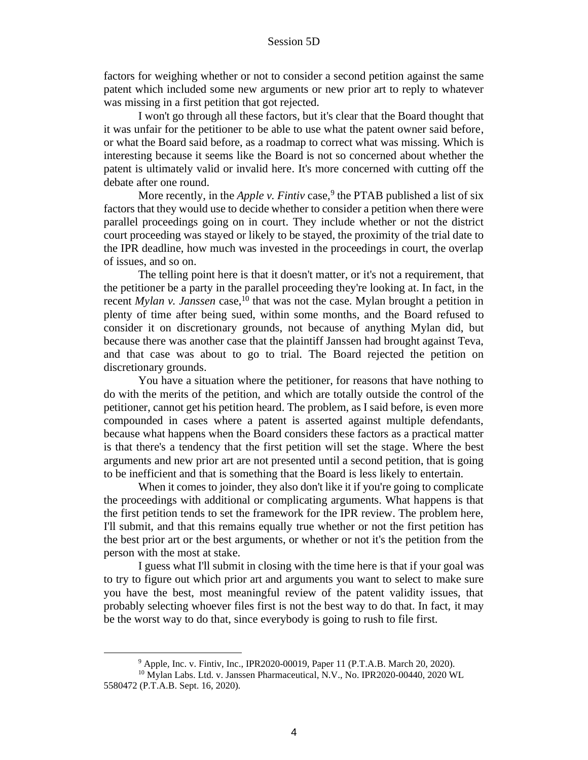factors for weighing whether or not to consider a second petition against the same patent which included some new arguments or new prior art to reply to whatever was missing in a first petition that got rejected.

I won't go through all these factors, but it's clear that the Board thought that it was unfair for the petitioner to be able to use what the patent owner said before, or what the Board said before, as a roadmap to correct what was missing. Which is interesting because it seems like the Board is not so concerned about whether the patent is ultimately valid or invalid here. It's more concerned with cutting off the debate after one round.

More recently, in the *Apple v. Fintiv* case,[9] the PTAB published a list of six factors that they would use to decide whether to consider a petition when there were parallel proceedings going on in court. They include whether or not the district court proceeding was stayed or likely to be stayed, the proximity of the trial date to the IPR deadline, how much was invested in the proceedings in court, the overlap of issues, and so on.

The telling point here is that it doesn't matter, or it's not a requirement, that the petitioner be a party in the parallel proceeding they're looking at. In fact, in the recent *Mylan v. Janssen* case,[10] that was not the case. Mylan brought a petition in plenty of time after being sued, within some months, and the Board refused to consider it on discretionary grounds, not because of anything Mylan did, but because there was another case that the plaintiff Janssen had brought against Teva, and that case was about to go to trial. The Board rejected the petition on discretionary grounds.

You have a situation where the petitioner, for reasons that have nothing to do with the merits of the petition, and which are totally outside the control of the petitioner, cannot get his petition heard. The problem, as I said before, is even more compounded in cases where a patent is asserted against multiple defendants, because what happens when the Board considers these factors as a practical matter is that there's a tendency that the first petition will set the stage. Where the best arguments and new prior art are not presented until a second petition, that is going to be inefficient and that is something that the Board is less likely to entertain.

When it comes to joinder, they also don't like it if you're going to complicate the proceedings with additional or complicating arguments. What happens is that the first petition tends to set the framework for the IPR review. The problem here, I'll submit, and that this remains equally true whether or not the first petition has the best prior art or the best arguments, or whether or not it's the petition from the person with the most at stake.

I guess what I'll submit in closing with the time here is that if your goal was to try to figure out which prior art and arguments you want to select to make sure you have the best, most meaningful review of the patent validity issues, that probably selecting whoever files first is not the best way to do that. In fact, it may be the worst way to do that, since everybody is going to rush to file first.

---

[9] Apple, Inc. v. Fintiv, Inc., IPR2020-00019, Paper 11 (P.T.A.B. March 20, 2020).

[10] Mylan Labs. Ltd. v. Janssen Pharmaceutical, N.V., No. IPR2020-00440, 2020 WL 5580472 (P.T.A.B. Sept. 16, 2020).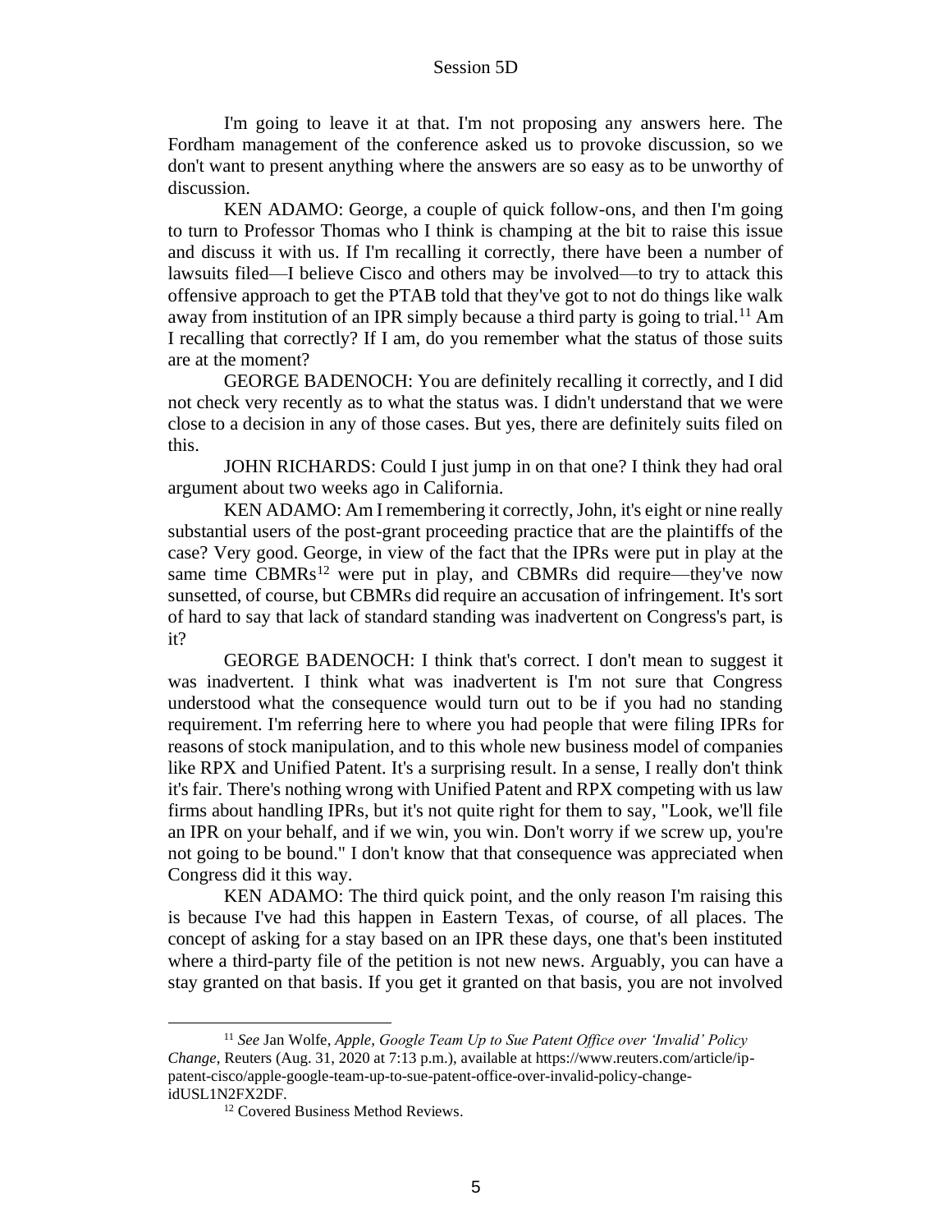I'm going to leave it at that. I'm not proposing any answers here. The Fordham management of the conference asked us to provoke discussion, so we don't want to present anything where the answers are so easy as to be unworthy of discussion.

KEN ADAMO: George, a couple of quick follow-ons, and then I'm going to turn to Professor Thomas who I think is champing at the bit to raise this issue and discuss it with us. If I'm recalling it correctly, there have been a number of lawsuits filed—I believe Cisco and others may be involved—to try to attack this offensive approach to get the PTAB told that they've got to not do things like walk away from institution of an IPR simply because a third party is going to trial.[11] Am I recalling that correctly? If I am, do you remember what the status of those suits are at the moment?

GEORGE BADENOCH: You are definitely recalling it correctly, and I did not check very recently as to what the status was. I didn't understand that we were close to a decision in any of those cases. But yes, there are definitely suits filed on this.

JOHN RICHARDS: Could I just jump in on that one? I think they had oral argument about two weeks ago in California.

KEN ADAMO: Am I remembering it correctly, John, it's eight or nine really substantial users of the post-grant proceeding practice that are the plaintiffs of the case? Very good. George, in view of the fact that the IPRs were put in play at the same time CBMRs[12] were put in play, and CBMRs did require—they've now sunsetted, of course, but CBMRs did require an accusation of infringement. It's sort of hard to say that lack of standard standing was inadvertent on Congress's part, is it?

GEORGE BADENOCH: I think that's correct. I don't mean to suggest it was inadvertent. I think what was inadvertent is I'm not sure that Congress understood what the consequence would turn out to be if you had no standing requirement. I'm referring here to where you had people that were filing IPRs for reasons of stock manipulation, and to this whole new business model of companies like RPX and Unified Patent. It's a surprising result. In a sense, I really don't think it's fair. There's nothing wrong with Unified Patent and RPX competing with us law firms about handling IPRs, but it's not quite right for them to say, "Look, we'll file an IPR on your behalf, and if we win, you win. Don't worry if we screw up, you're not going to be bound." I don't know that that consequence was appreciated when Congress did it this way.

KEN ADAMO: The third quick point, and the only reason I'm raising this is because I've had this happen in Eastern Texas, of course, of all places. The concept of asking for a stay based on an IPR these days, one that's been instituted where a third-party file of the petition is not new news. Arguably, you can have a stay granted on that basis. If you get it granted on that basis, you are not involved

---

[11] *See* Jan Wolfe, *Apple, Google Team Up to Sue Patent Office over 'Invalid' Policy Change*, Reuters (Aug. 31, 2020 at 7:13 p.m.), available at https://www.reuters.com/article/ip-patent-cisco/apple-google-team-up-to-sue-patent-office-over-invalid-policy-change-idUSL1N2FX2DF.

[12] Covered Business Method Reviews.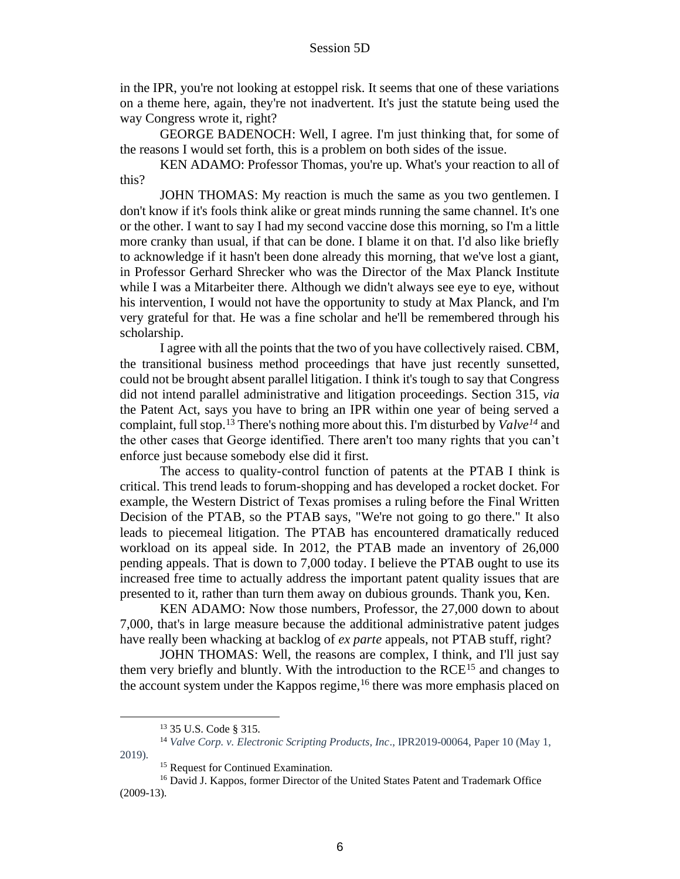in the IPR, you're not looking at estoppel risk. It seems that one of these variations on a theme here, again, they're not inadvertent. It's just the statute being used the way Congress wrote it, right?

GEORGE BADENOCH: Well, I agree. I'm just thinking that, for some of the reasons I would set forth, this is a problem on both sides of the issue.

KEN ADAMO: Professor Thomas, you're up. What's your reaction to all of this?

JOHN THOMAS: My reaction is much the same as you two gentlemen. I don't know if it's fools think alike or great minds running the same channel. It's one or the other. I want to say I had my second vaccine dose this morning, so I'm a little more cranky than usual, if that can be done. I blame it on that. I'd also like briefly to acknowledge if it hasn't been done already this morning, that we've lost a giant, in Professor Gerhard Shrecker who was the Director of the Max Planck Institute while I was a Mitarbeiter there. Although we didn't always see eye to eye, without his intervention, I would not have the opportunity to study at Max Planck, and I'm very grateful for that. He was a fine scholar and he'll be remembered through his scholarship.

I agree with all the points that the two of you have collectively raised. CBM, the transitional business method proceedings that have just recently sunsetted, could not be brought absent parallel litigation. I think it's tough to say that Congress did not intend parallel administrative and litigation proceedings. Section 315, *via* the Patent Act, says you have to bring an IPR within one year of being served a complaint, full stop.[13] There's nothing more about this. I'm disturbed by *Valve*[14] and the other cases that George identified. There aren't too many rights that you can't enforce just because somebody else did it first.

The access to quality-control function of patents at the PTAB I think is critical. This trend leads to forum-shopping and has developed a rocket docket. For example, the Western District of Texas promises a ruling before the Final Written Decision of the PTAB, so the PTAB says, "We're not going to go there." It also leads to piecemeal litigation. The PTAB has encountered dramatically reduced workload on its appeal side. In 2012, the PTAB made an inventory of 26,000 pending appeals. That is down to 7,000 today. I believe the PTAB ought to use its increased free time to actually address the important patent quality issues that are presented to it, rather than turn them away on dubious grounds. Thank you, Ken.

KEN ADAMO: Now those numbers, Professor, the 27,000 down to about 7,000, that's in large measure because the additional administrative patent judges have really been whacking at backlog of *ex parte* appeals, not PTAB stuff, right?

JOHN THOMAS: Well, the reasons are complex, I think, and I'll just say them very briefly and bluntly. With the introduction to the RCE[15] and changes to the account system under the Kappos regime,[16] there was more emphasis placed on

---

[13] 35 U.S. Code § 315.

[14] *Valve Corp. v. Electronic Scripting Products, Inc*., IPR2019-00064, Paper 10 (May 1, 2019).

[15] Request for Continued Examination.

[16] David J. Kappos, former Director of the United States Patent and Trademark Office (2009-13).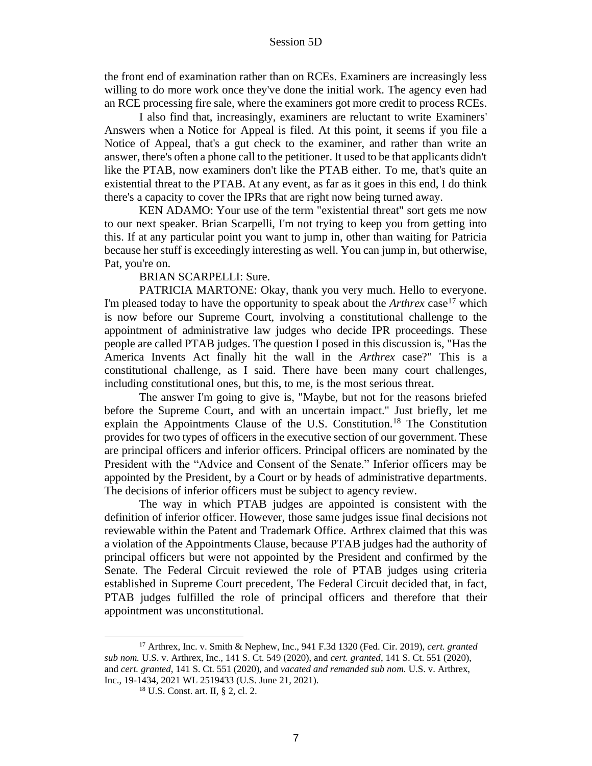the front end of examination rather than on RCEs. Examiners are increasingly less willing to do more work once they've done the initial work. The agency even had an RCE processing fire sale, where the examiners got more credit to process RCEs.

I also find that, increasingly, examiners are reluctant to write Examiners' Answers when a Notice for Appeal is filed. At this point, it seems if you file a Notice of Appeal, that's a gut check to the examiner, and rather than write an answer, there's often a phone call to the petitioner. It used to be that applicants didn't like the PTAB, now examiners don't like the PTAB either. To me, that's quite an existential threat to the PTAB. At any event, as far as it goes in this end, I do think there's a capacity to cover the IPRs that are right now being turned away.

KEN ADAMO: Your use of the term "existential threat" sort gets me now to our next speaker. Brian Scarpelli, I'm not trying to keep you from getting into this. If at any particular point you want to jump in, other than waiting for Patricia because her stuff is exceedingly interesting as well. You can jump in, but otherwise, Pat, you're on.

BRIAN SCARPELLI: Sure.

PATRICIA MARTONE: Okay, thank you very much. Hello to everyone. I'm pleased today to have the opportunity to speak about the *Arthrex* case[17] which is now before our Supreme Court, involving a constitutional challenge to the appointment of administrative law judges who decide IPR proceedings. These people are called PTAB judges. The question I posed in this discussion is, "Has the America Invents Act finally hit the wall in the *Arthrex* case?" This is a constitutional challenge, as I said. There have been many court challenges, including constitutional ones, but this, to me, is the most serious threat.

The answer I'm going to give is, "Maybe, but not for the reasons briefed before the Supreme Court, and with an uncertain impact." Just briefly, let me explain the Appointments Clause of the U.S. Constitution.[18] The Constitution provides for two types of officers in the executive section of our government. These are principal officers and inferior officers. Principal officers are nominated by the President with the "Advice and Consent of the Senate." Inferior officers may be appointed by the President, by a Court or by heads of administrative departments. The decisions of inferior officers must be subject to agency review.

The way in which PTAB judges are appointed is consistent with the definition of inferior officer. However, those same judges issue final decisions not reviewable within the Patent and Trademark Office. Arthrex claimed that this was a violation of the Appointments Clause, because PTAB judges had the authority of principal officers but were not appointed by the President and confirmed by the Senate. The Federal Circuit reviewed the role of PTAB judges using criteria established in Supreme Court precedent, The Federal Circuit decided that, in fact, PTAB judges fulfilled the role of principal officers and therefore that their appointment was unconstitutional.

---

[17] Arthrex, Inc. v. Smith & Nephew, Inc., 941 F.3d 1320 (Fed. Cir. 2019), *cert. granted sub nom.* U.S. v. Arthrex, Inc., 141 S. Ct. 549 (2020), and *cert. granted*, 141 S. Ct. 551 (2020), and *cert. granted*, 141 S. Ct. 551 (2020), and *vacated and remanded sub nom.* U.S. v. Arthrex, Inc., 19-1434, 2021 WL 2519433 (U.S. June 21, 2021).

[18] U.S. Const. art. II, § 2, cl. 2.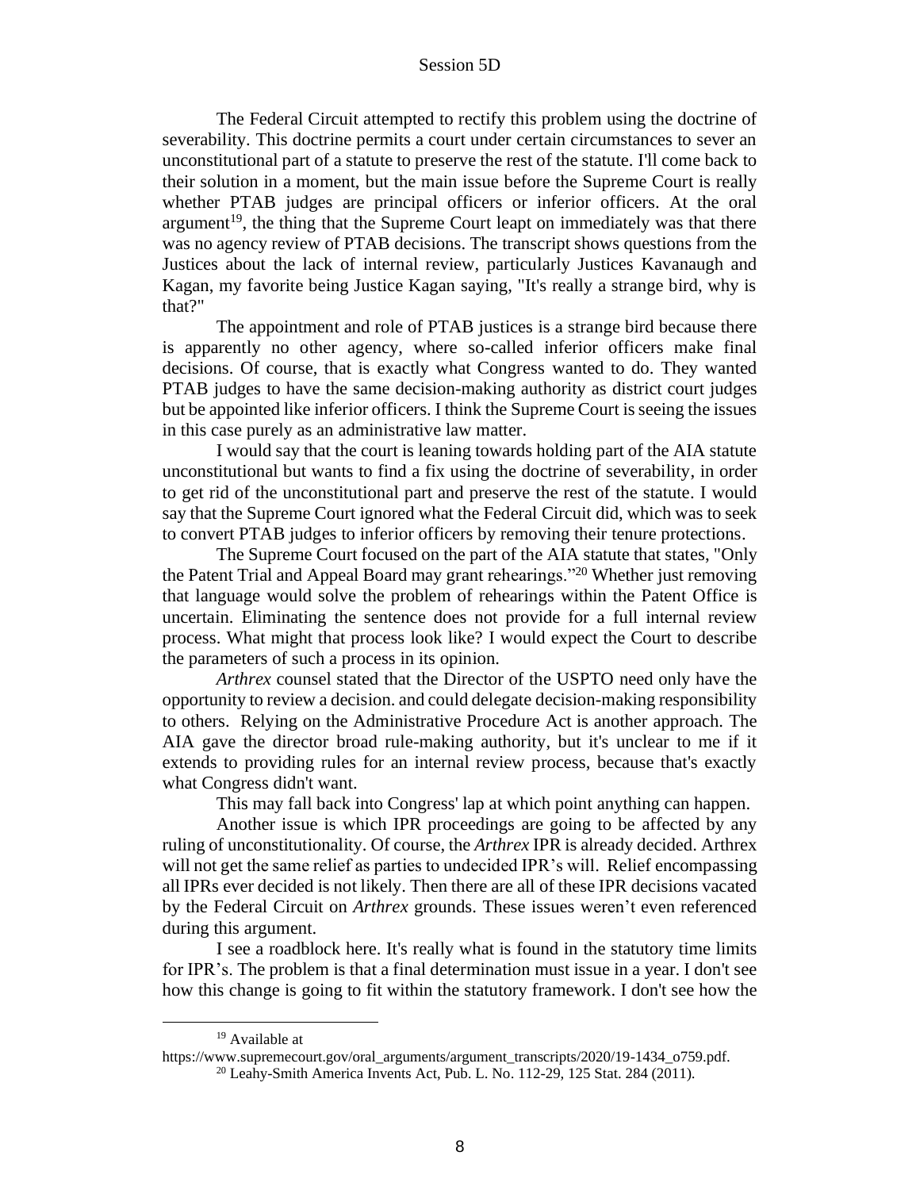The Federal Circuit attempted to rectify this problem using the doctrine of severability. This doctrine permits a court under certain circumstances to sever an unconstitutional part of a statute to preserve the rest of the statute. I'll come back to their solution in a moment, but the main issue before the Supreme Court is really whether PTAB judges are principal officers or inferior officers. At the oral argument[19], the thing that the Supreme Court leapt on immediately was that there was no agency review of PTAB decisions. The transcript shows questions from the Justices about the lack of internal review, particularly Justices Kavanaugh and Kagan, my favorite being Justice Kagan saying, "It's really a strange bird, why is that?"

The appointment and role of PTAB justices is a strange bird because there is apparently no other agency, where so-called inferior officers make final decisions. Of course, that is exactly what Congress wanted to do. They wanted PTAB judges to have the same decision-making authority as district court judges but be appointed like inferior officers. I think the Supreme Court is seeing the issues in this case purely as an administrative law matter.

I would say that the court is leaning towards holding part of the AIA statute unconstitutional but wants to find a fix using the doctrine of severability, in order to get rid of the unconstitutional part and preserve the rest of the statute. I would say that the Supreme Court ignored what the Federal Circuit did, which was to seek to convert PTAB judges to inferior officers by removing their tenure protections.

The Supreme Court focused on the part of the AIA statute that states, "Only the Patent Trial and Appeal Board may grant rehearings."[20] Whether just removing that language would solve the problem of rehearings within the Patent Office is uncertain. Eliminating the sentence does not provide for a full internal review process. What might that process look like? I would expect the Court to describe the parameters of such a process in its opinion.

*Arthrex* counsel stated that the Director of the USPTO need only have the opportunity to review a decision. and could delegate decision-making responsibility to others. Relying on the Administrative Procedure Act is another approach. The AIA gave the director broad rule-making authority, but it's unclear to me if it extends to providing rules for an internal review process, because that's exactly what Congress didn't want.

This may fall back into Congress' lap at which point anything can happen.

Another issue is which IPR proceedings are going to be affected by any ruling of unconstitutionality. Of course, the *Arthrex* IPR is already decided. Arthrex will not get the same relief as parties to undecided IPR's will. Relief encompassing all IPRs ever decided is not likely. Then there are all of these IPR decisions vacated by the Federal Circuit on *Arthrex* grounds. These issues weren't even referenced during this argument.

I see a roadblock here. It's really what is found in the statutory time limits for IPR's. The problem is that a final determination must issue in a year. I don't see how this change is going to fit within the statutory framework. I don't see how the

---

[19] Available at https://www.supremecourt.gov/oral_arguments/argument_transcripts/2020/19-1434_o759.pdf.

[20] Leahy-Smith America Invents Act, Pub. L. No. 112-29, 125 Stat. 284 (2011).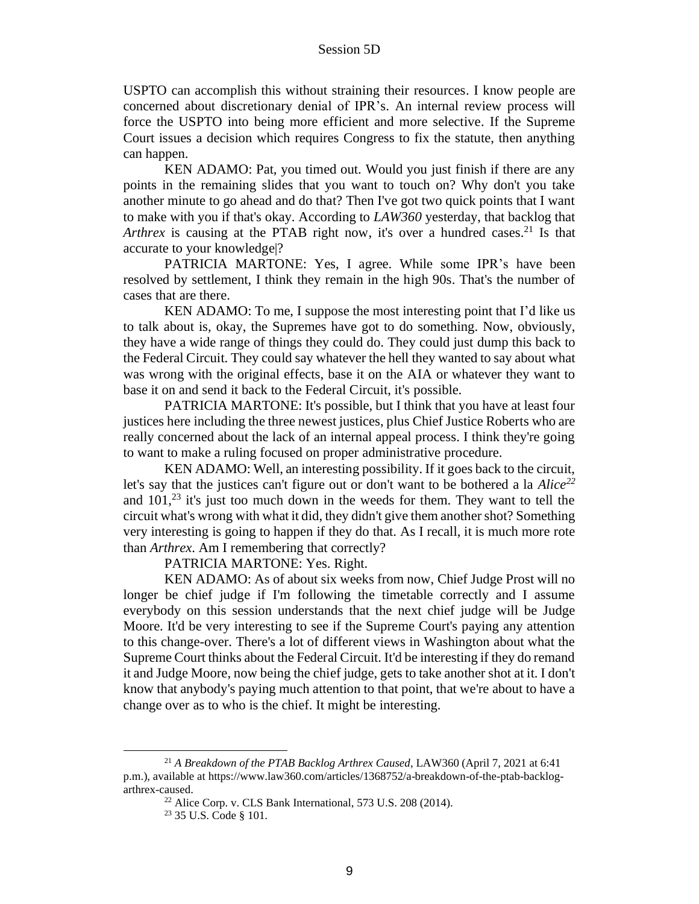USPTO can accomplish this without straining their resources. I know people are concerned about discretionary denial of IPR's. An internal review process will force the USPTO into being more efficient and more selective. If the Supreme Court issues a decision which requires Congress to fix the statute, then anything can happen.

KEN ADAMO: Pat, you timed out. Would you just finish if there are any points in the remaining slides that you want to touch on? Why don't you take another minute to go ahead and do that? Then I've got two quick points that I want to make with you if that's okay. According to *LAW360* yesterday, that backlog that *Arthrex* is causing at the PTAB right now, it's over a hundred cases.[21] Is that accurate to your knowledge|?

PATRICIA MARTONE: Yes, I agree. While some IPR's have been resolved by settlement, I think they remain in the high 90s. That's the number of cases that are there.

KEN ADAMO: To me, I suppose the most interesting point that I'd like us to talk about is, okay, the Supremes have got to do something. Now, obviously, they have a wide range of things they could do. They could just dump this back to the Federal Circuit. They could say whatever the hell they wanted to say about what was wrong with the original effects, base it on the AIA or whatever they want to base it on and send it back to the Federal Circuit, it's possible.

PATRICIA MARTONE: It's possible, but I think that you have at least four justices here including the three newest justices, plus Chief Justice Roberts who are really concerned about the lack of an internal appeal process. I think they're going to want to make a ruling focused on proper administrative procedure.

KEN ADAMO: Well, an interesting possibility. If it goes back to the circuit, let's say that the justices can't figure out or don't want to be bothered a la *Alice*[22] and 101,[23] it's just too much down in the weeds for them. They want to tell the circuit what's wrong with what it did, they didn't give them another shot? Something very interesting is going to happen if they do that. As I recall, it is much more rote than *Arthrex*. Am I remembering that correctly?

PATRICIA MARTONE: Yes. Right.

KEN ADAMO: As of about six weeks from now, Chief Judge Prost will no longer be chief judge if I'm following the timetable correctly and I assume everybody on this session understands that the next chief judge will be Judge Moore. It'd be very interesting to see if the Supreme Court's paying any attention to this change-over. There's a lot of different views in Washington about what the Supreme Court thinks about the Federal Circuit. It'd be interesting if they do remand it and Judge Moore, now being the chief judge, gets to take another shot at it. I don't know that anybody's paying much attention to that point, that we're about to have a change over as to who is the chief. It might be interesting.

---

[21] *A Breakdown of the PTAB Backlog Arthrex Caused*, LAW360 (April 7, 2021 at 6:41 p.m.), available at https://www.law360.com/articles/1368752/a-breakdown-of-the-ptab-backlog-arthrex-caused.

[22] Alice Corp. v. CLS Bank International, 573 U.S. 208 (2014).

[23] 35 U.S. Code § 101.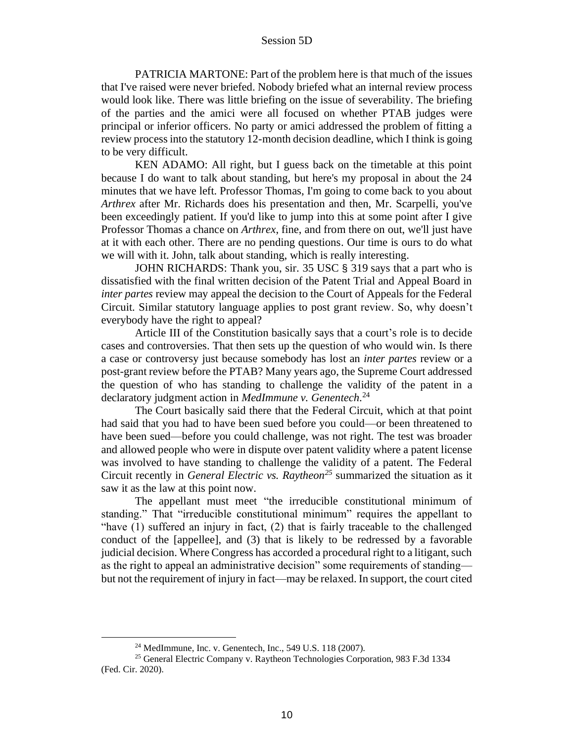PATRICIA MARTONE: Part of the problem here is that much of the issues that I've raised were never briefed. Nobody briefed what an internal review process would look like. There was little briefing on the issue of severability. The briefing of the parties and the amici were all focused on whether PTAB judges were principal or inferior officers. No party or amici addressed the problem of fitting a review process into the statutory 12-month decision deadline, which I think is going to be very difficult.

KEN ADAMO: All right, but I guess back on the timetable at this point because I do want to talk about standing, but here's my proposal in about the 24 minutes that we have left. Professor Thomas, I'm going to come back to you about *Arthrex* after Mr. Richards does his presentation and then, Mr. Scarpelli, you've been exceedingly patient. If you'd like to jump into this at some point after I give Professor Thomas a chance on *Arthrex*, fine, and from there on out, we'll just have at it with each other. There are no pending questions. Our time is ours to do what we will with it. John, talk about standing, which is really interesting.

JOHN RICHARDS: Thank you, sir. 35 USC § 319 says that a part who is dissatisfied with the final written decision of the Patent Trial and Appeal Board in *inter partes* review may appeal the decision to the Court of Appeals for the Federal Circuit. Similar statutory language applies to post grant review. So, why doesn't everybody have the right to appeal?

Article III of the Constitution basically says that a court's role is to decide cases and controversies. That then sets up the question of who would win. Is there a case or controversy just because somebody has lost an *inter partes* review or a post-grant review before the PTAB? Many years ago, the Supreme Court addressed the question of who has standing to challenge the validity of the patent in a declaratory judgment action in *MedImmune v. Genentech*.[24]

The Court basically said there that the Federal Circuit, which at that point had said that you had to have been sued before you could—or been threatened to have been sued—before you could challenge, was not right. The test was broader and allowed people who were in dispute over patent validity where a patent license was involved to have standing to challenge the validity of a patent. The Federal Circuit recently in *General Electric vs. Raytheon*[25] summarized the situation as it saw it as the law at this point now.

The appellant must meet "the irreducible constitutional minimum of standing." That "irreducible constitutional minimum" requires the appellant to "have (1) suffered an injury in fact, (2) that is fairly traceable to the challenged conduct of the [appellee], and (3) that is likely to be redressed by a favorable judicial decision. Where Congress has accorded a procedural right to a litigant, such as the right to appeal an administrative decision" some requirements of standing—but not the requirement of injury in fact—may be relaxed. In support, the court cited

---

[24] MedImmune, Inc. v. Genentech, Inc., 549 U.S. 118 (2007).

[25] General Electric Company v. Raytheon Technologies Corporation, 983 F.3d 1334 (Fed. Cir. 2020).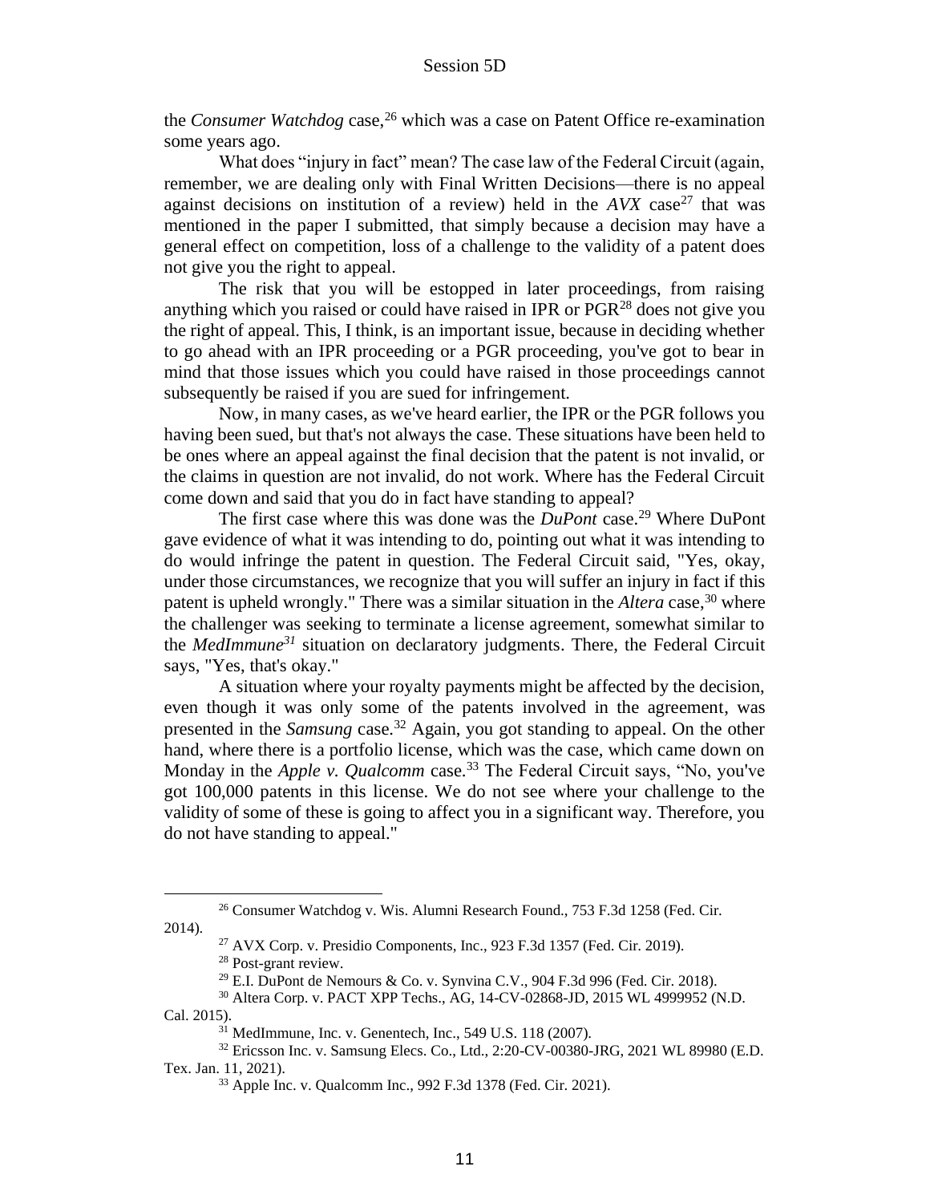the *Consumer Watchdog* case,[26] which was a case on Patent Office re-examination some years ago.

What does "injury in fact" mean? The case law of the Federal Circuit (again, remember, we are dealing only with Final Written Decisions—there is no appeal against decisions on institution of a review) held in the *AVX* case[27] that was mentioned in the paper I submitted, that simply because a decision may have a general effect on competition, loss of a challenge to the validity of a patent does not give you the right to appeal.

The risk that you will be estopped in later proceedings, from raising anything which you raised or could have raised in IPR or PGR[28] does not give you the right of appeal. This, I think, is an important issue, because in deciding whether to go ahead with an IPR proceeding or a PGR proceeding, you've got to bear in mind that those issues which you could have raised in those proceedings cannot subsequently be raised if you are sued for infringement.

Now, in many cases, as we've heard earlier, the IPR or the PGR follows you having been sued, but that's not always the case. These situations have been held to be ones where an appeal against the final decision that the patent is not invalid, or the claims in question are not invalid, do not work. Where has the Federal Circuit come down and said that you do in fact have standing to appeal?

The first case where this was done was the *DuPont* case.[29] Where DuPont gave evidence of what it was intending to do, pointing out what it was intending to do would infringe the patent in question. The Federal Circuit said, "Yes, okay, under those circumstances, we recognize that you will suffer an injury in fact if this patent is upheld wrongly." There was a similar situation in the *Altera* case,[30] where the challenger was seeking to terminate a license agreement, somewhat similar to the *MedImmune*[31] situation on declaratory judgments. There, the Federal Circuit says, "Yes, that's okay."

A situation where your royalty payments might be affected by the decision, even though it was only some of the patents involved in the agreement, was presented in the *Samsung* case.[32] Again, you got standing to appeal. On the other hand, where there is a portfolio license, which was the case, which came down on Monday in the *Apple v. Qualcomm* case.[33] The Federal Circuit says, "No, you've got 100,000 patents in this license. We do not see where your challenge to the validity of some of these is going to affect you in a significant way. Therefore, you do not have standing to appeal."

---

[26] Consumer Watchdog v. Wis. Alumni Research Found., 753 F.3d 1258 (Fed. Cir. 2014).

[27] AVX Corp. v. Presidio Components, Inc., 923 F.3d 1357 (Fed. Cir. 2019).

[28] Post-grant review.

[29] E.I. DuPont de Nemours & Co. v. Synvina C.V., 904 F.3d 996 (Fed. Cir. 2018).

[30] Altera Corp. v. PACT XPP Techs., AG, 14-CV-02868-JD, 2015 WL 4999952 (N.D. Cal. 2015).

[31] MedImmune, Inc. v. Genentech, Inc., 549 U.S. 118 (2007).

[32] Ericsson Inc. v. Samsung Elecs. Co., Ltd., 2:20-CV-00380-JRG, 2021 WL 89980 (E.D. Tex. Jan. 11, 2021).

[33] Apple Inc. v. Qualcomm Inc., 992 F.3d 1378 (Fed. Cir. 2021).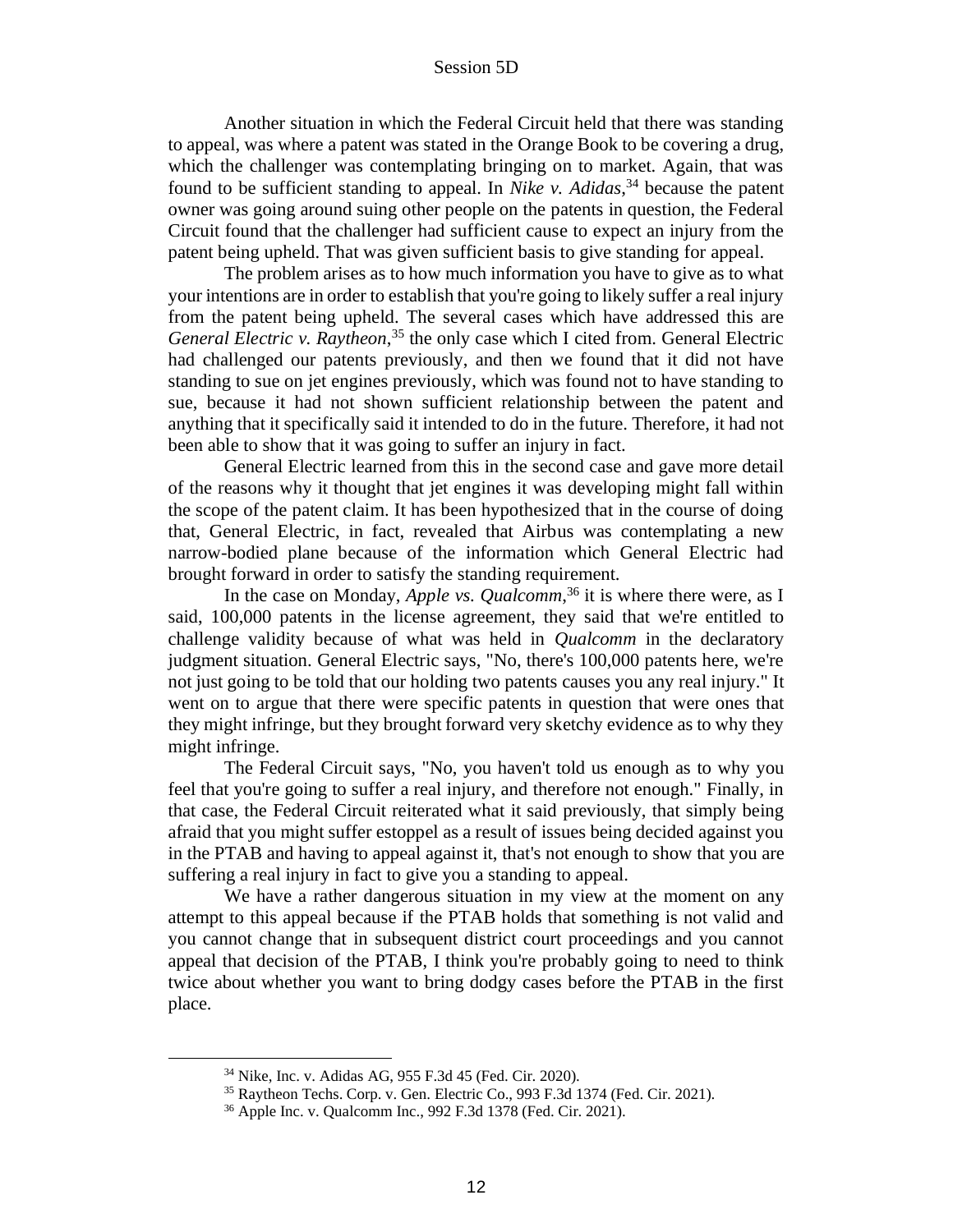Another situation in which the Federal Circuit held that there was standing to appeal, was where a patent was stated in the Orange Book to be covering a drug, which the challenger was contemplating bringing on to market. Again, that was found to be sufficient standing to appeal. In *Nike v. Adidas*,[34] because the patent owner was going around suing other people on the patents in question, the Federal Circuit found that the challenger had sufficient cause to expect an injury from the patent being upheld. That was given sufficient basis to give standing for appeal.

The problem arises as to how much information you have to give as to what your intentions are in order to establish that you're going to likely suffer a real injury from the patent being upheld. The several cases which have addressed this are *General Electric v. Raytheon*,[35] the only case which I cited from. General Electric had challenged our patents previously, and then we found that it did not have standing to sue on jet engines previously, which was found not to have standing to sue, because it had not shown sufficient relationship between the patent and anything that it specifically said it intended to do in the future. Therefore, it had not been able to show that it was going to suffer an injury in fact.

General Electric learned from this in the second case and gave more detail of the reasons why it thought that jet engines it was developing might fall within the scope of the patent claim. It has been hypothesized that in the course of doing that, General Electric, in fact, revealed that Airbus was contemplating a new narrow-bodied plane because of the information which General Electric had brought forward in order to satisfy the standing requirement.

In the case on Monday, *Apple vs. Qualcomm*,[36] it is where there were, as I said, 100,000 patents in the license agreement, they said that we're entitled to challenge validity because of what was held in *Qualcomm* in the declaratory judgment situation. General Electric says, "No, there's 100,000 patents here, we're not just going to be told that our holding two patents causes you any real injury." It went on to argue that there were specific patents in question that were ones that they might infringe, but they brought forward very sketchy evidence as to why they might infringe.

The Federal Circuit says, "No, you haven't told us enough as to why you feel that you're going to suffer a real injury, and therefore not enough." Finally, in that case, the Federal Circuit reiterated what it said previously, that simply being afraid that you might suffer estoppel as a result of issues being decided against you in the PTAB and having to appeal against it, that's not enough to show that you are suffering a real injury in fact to give you a standing to appeal.

We have a rather dangerous situation in my view at the moment on any attempt to this appeal because if the PTAB holds that something is not valid and you cannot change that in subsequent district court proceedings and you cannot appeal that decision of the PTAB, I think you're probably going to need to think twice about whether you want to bring dodgy cases before the PTAB in the first place.

---

[34] Nike, Inc. v. Adidas AG, 955 F.3d 45 (Fed. Cir. 2020).

[35] Raytheon Techs. Corp. v. Gen. Electric Co., 993 F.3d 1374 (Fed. Cir. 2021).

[36] Apple Inc. v. Qualcomm Inc., 992 F.3d 1378 (Fed. Cir. 2021).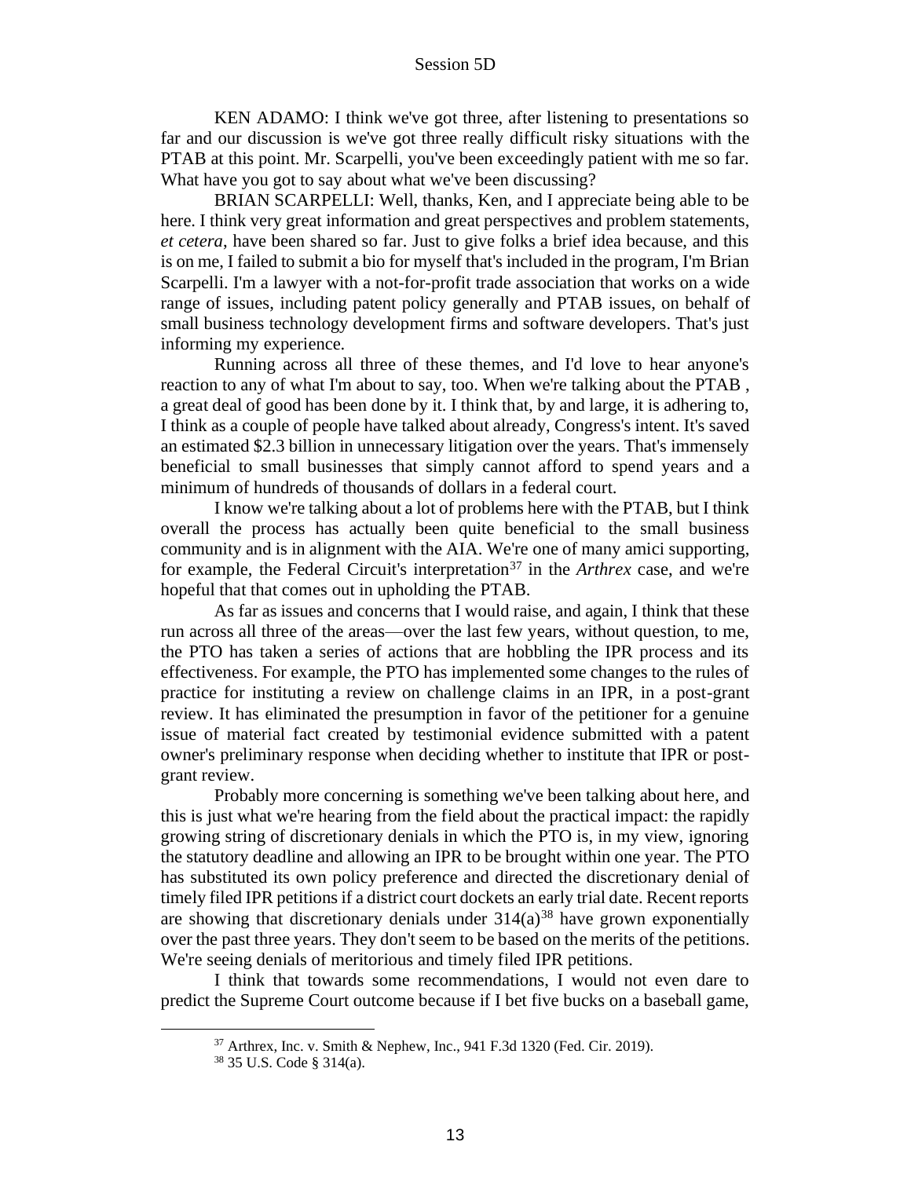KEN ADAMO: I think we've got three, after listening to presentations so far and our discussion is we've got three really difficult risky situations with the PTAB at this point. Mr. Scarpelli, you've been exceedingly patient with me so far. What have you got to say about what we've been discussing?

BRIAN SCARPELLI: Well, thanks, Ken, and I appreciate being able to be here. I think very great information and great perspectives and problem statements, *et cetera*, have been shared so far. Just to give folks a brief idea because, and this is on me, I failed to submit a bio for myself that's included in the program, I'm Brian Scarpelli. I'm a lawyer with a not-for-profit trade association that works on a wide range of issues, including patent policy generally and PTAB issues, on behalf of small business technology development firms and software developers. That's just informing my experience.

Running across all three of these themes, and I'd love to hear anyone's reaction to any of what I'm about to say, too. When we're talking about the PTAB , a great deal of good has been done by it. I think that, by and large, it is adhering to, I think as a couple of people have talked about already, Congress's intent. It's saved an estimated $2.3 billion in unnecessary litigation over the years. That's immensely beneficial to small businesses that simply cannot afford to spend years and a minimum of hundreds of thousands of dollars in a federal court.

I know we're talking about a lot of problems here with the PTAB, but I think overall the process has actually been quite beneficial to the small business community and is in alignment with the AIA. We're one of many amici supporting, for example, the Federal Circuit's interpretation[37] in the *Arthrex* case, and we're hopeful that that comes out in upholding the PTAB.

As far as issues and concerns that I would raise, and again, I think that these run across all three of the areas—over the last few years, without question, to me, the PTO has taken a series of actions that are hobbling the IPR process and its effectiveness. For example, the PTO has implemented some changes to the rules of practice for instituting a review on challenge claims in an IPR, in a post-grant review. It has eliminated the presumption in favor of the petitioner for a genuine issue of material fact created by testimonial evidence submitted with a patent owner's preliminary response when deciding whether to institute that IPR or post-grant review.

Probably more concerning is something we've been talking about here, and this is just what we're hearing from the field about the practical impact: the rapidly growing string of discretionary denials in which the PTO is, in my view, ignoring the statutory deadline and allowing an IPR to be brought within one year. The PTO has substituted its own policy preference and directed the discretionary denial of timely filed IPR petitions if a district court dockets an early trial date. Recent reports are showing that discretionary denials under 314(a)[38] have grown exponentially over the past three years. They don't seem to be based on the merits of the petitions. We're seeing denials of meritorious and timely filed IPR petitions.

I think that towards some recommendations, I would not even dare to predict the Supreme Court outcome because if I bet five bucks on a baseball game,

---

[37] Arthrex, Inc. v. Smith & Nephew, Inc., 941 F.3d 1320 (Fed. Cir. 2019).

[38] 35 U.S. Code § 314(a).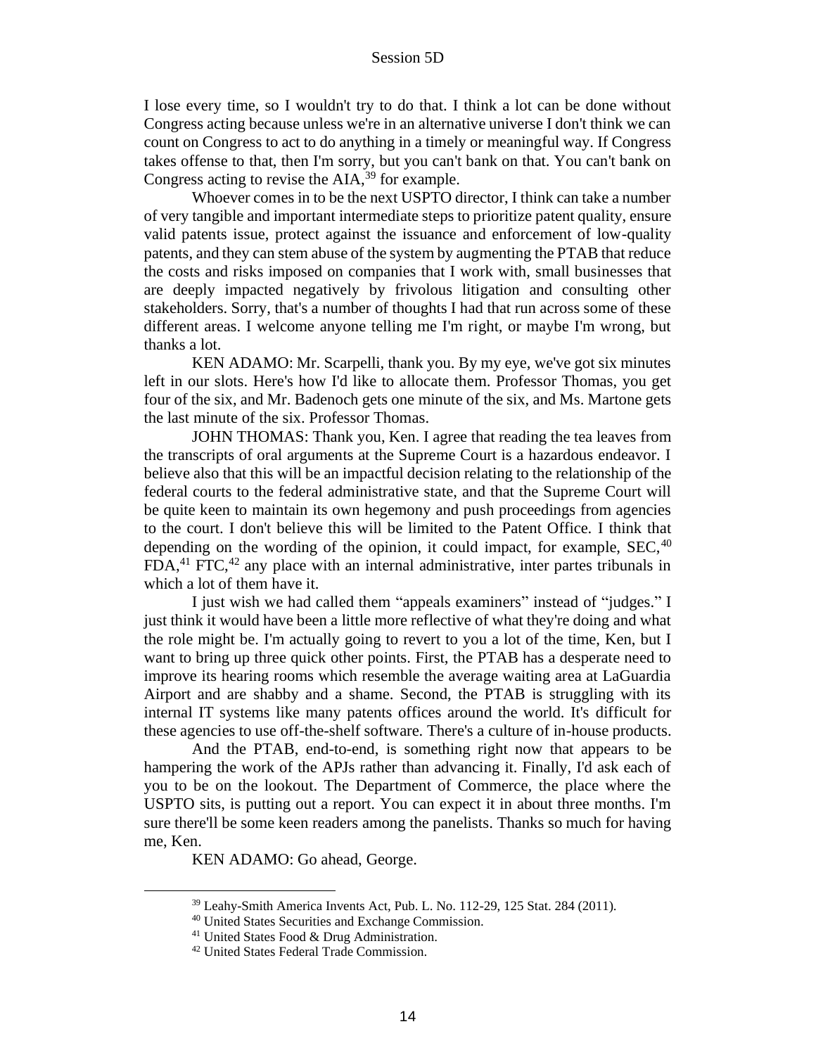I lose every time, so I wouldn't try to do that. I think a lot can be done without Congress acting because unless we're in an alternative universe I don't think we can count on Congress to act to do anything in a timely or meaningful way. If Congress takes offense to that, then I'm sorry, but you can't bank on that. You can't bank on Congress acting to revise the AIA,[39] for example.

Whoever comes in to be the next USPTO director, I think can take a number of very tangible and important intermediate steps to prioritize patent quality, ensure valid patents issue, protect against the issuance and enforcement of low-quality patents, and they can stem abuse of the system by augmenting the PTAB that reduce the costs and risks imposed on companies that I work with, small businesses that are deeply impacted negatively by frivolous litigation and consulting other stakeholders. Sorry, that's a number of thoughts I had that run across some of these different areas. I welcome anyone telling me I'm right, or maybe I'm wrong, but thanks a lot.

KEN ADAMO: Mr. Scarpelli, thank you. By my eye, we've got six minutes left in our slots. Here's how I'd like to allocate them. Professor Thomas, you get four of the six, and Mr. Badenoch gets one minute of the six, and Ms. Martone gets the last minute of the six. Professor Thomas.

JOHN THOMAS: Thank you, Ken. I agree that reading the tea leaves from the transcripts of oral arguments at the Supreme Court is a hazardous endeavor. I believe also that this will be an impactful decision relating to the relationship of the federal courts to the federal administrative state, and that the Supreme Court will be quite keen to maintain its own hegemony and push proceedings from agencies to the court. I don't believe this will be limited to the Patent Office. I think that depending on the wording of the opinion, it could impact, for example, SEC,[40] FDA,[41] FTC,[42] any place with an internal administrative, inter partes tribunals in which a lot of them have it.

I just wish we had called them "appeals examiners" instead of "judges." I just think it would have been a little more reflective of what they're doing and what the role might be. I'm actually going to revert to you a lot of the time, Ken, but I want to bring up three quick other points. First, the PTAB has a desperate need to improve its hearing rooms which resemble the average waiting area at LaGuardia Airport and are shabby and a shame. Second, the PTAB is struggling with its internal IT systems like many patents offices around the world. It's difficult for these agencies to use off-the-shelf software. There's a culture of in-house products.

And the PTAB, end-to-end, is something right now that appears to be hampering the work of the APJs rather than advancing it. Finally, I'd ask each of you to be on the lookout. The Department of Commerce, the place where the USPTO sits, is putting out a report. You can expect it in about three months. I'm sure there'll be some keen readers among the panelists. Thanks so much for having me, Ken.

KEN ADAMO: Go ahead, George.

---

[39] Leahy-Smith America Invents Act, Pub. L. No. 112-29, 125 Stat. 284 (2011).

[40] United States Securities and Exchange Commission.

[41] United States Food & Drug Administration.

[42] United States Federal Trade Commission.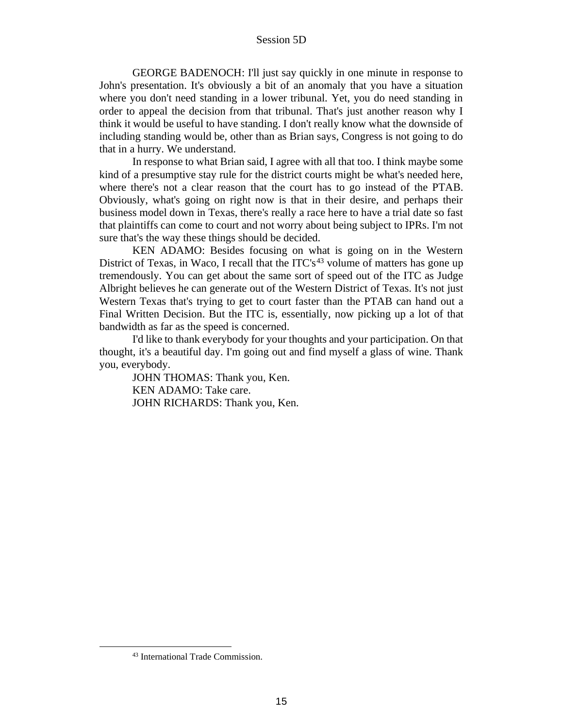GEORGE BADENOCH: I'll just say quickly in one minute in response to John's presentation. It's obviously a bit of an anomaly that you have a situation where you don't need standing in a lower tribunal. Yet, you do need standing in order to appeal the decision from that tribunal. That's just another reason why I think it would be useful to have standing. I don't really know what the downside of including standing would be, other than as Brian says, Congress is not going to do that in a hurry. We understand.

In response to what Brian said, I agree with all that too. I think maybe some kind of a presumptive stay rule for the district courts might be what's needed here, where there's not a clear reason that the court has to go instead of the PTAB. Obviously, what's going on right now is that in their desire, and perhaps their business model down in Texas, there's really a race here to have a trial date so fast that plaintiffs can come to court and not worry about being subject to IPRs. I'm not sure that's the way these things should be decided.

KEN ADAMO: Besides focusing on what is going on in the Western District of Texas, in Waco, I recall that the ITC's[43] volume of matters has gone up tremendously. You can get about the same sort of speed out of the ITC as Judge Albright believes he can generate out of the Western District of Texas. It's not just Western Texas that's trying to get to court faster than the PTAB can hand out a Final Written Decision. But the ITC is, essentially, now picking up a lot of that bandwidth as far as the speed is concerned.

I'd like to thank everybody for your thoughts and your participation. On that thought, it's a beautiful day. I'm going out and find myself a glass of wine. Thank you, everybody.

JOHN THOMAS: Thank you, Ken.

KEN ADAMO: Take care.

JOHN RICHARDS: Thank you, Ken.

[43] International Trade Commission.